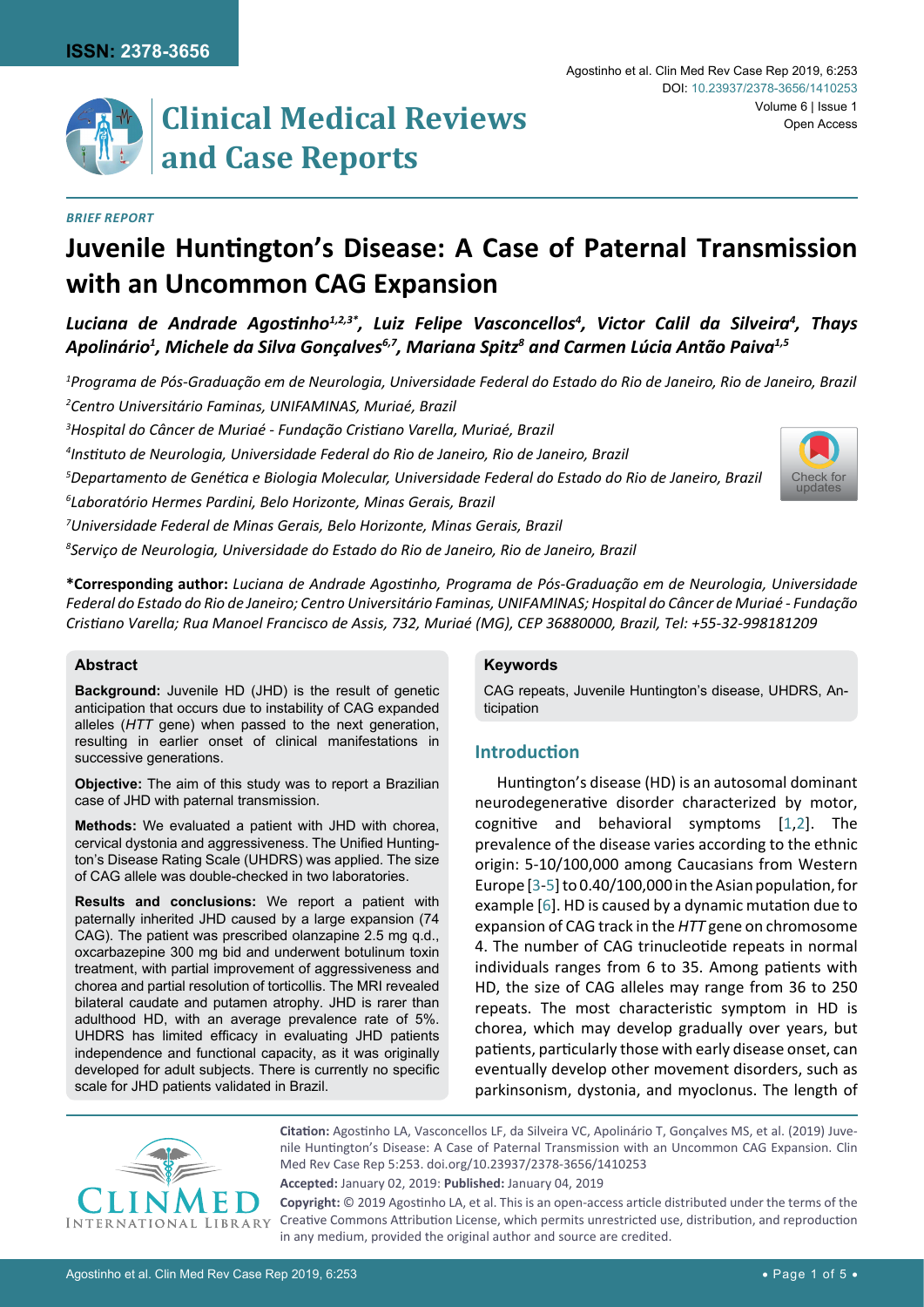**BRIEF REPORT**

# Juvenile Huntington's Disease: A Case of Paternal Transmission with an Uncommon CAG Expansion

***Luciana de Andrade Agostinho[1,2,3*], Luiz Felipe Vasconcellos[4], Victor Calil da Silveira[4], Thays Apolinário[1], Michele da Silva Gonçalves[6,7], Mariana Spitz[8] and Carmen Lúcia Antão Paiva[1,5]***

*[1]Programa de Pós-Graduação em de Neurologia, Universidade Federal do Estado do Rio de Janeiro, Rio de Janeiro, Brazil*

*[2]Centro Universitário Faminas, UNIFAMINAS, Muriaé, Brazil*

*[3]Hospital do Câncer de Muriaé - Fundação Cristiano Varella, Muriaé, Brazil*

*[4]Instituto de Neurologia, Universidade Federal do Rio de Janeiro, Rio de Janeiro, Brazil*

*[5]Departamento de Genética e Biologia Molecular, Universidade Federal do Estado do Rio de Janeiro, Brazil*

*[6]Laboratório Hermes Pardini, Belo Horizonte, Minas Gerais, Brazil*

*[7]Universidade Federal de Minas Gerais, Belo Horizonte, Minas Gerais, Brazil*

*[8]Serviço de Neurologia, Universidade do Estado do Rio de Janeiro, Rio de Janeiro, Brazil*

**\*Corresponding author:** *Luciana de Andrade Agostinho, Programa de Pós-Graduação em de Neurologia, Universidade Federal do Estado do Rio de Janeiro; Centro Universitário Faminas, UNIFAMINAS; Hospital do Câncer de Muriaé - Fundação Cristiano Varella; Rua Manoel Francisco de Assis, 732, Muriaé (MG), CEP 36880000, Brazil, Tel: +55-32-998181209*

## Abstract

**Background:** Juvenile HD (JHD) is the result of genetic anticipation that occurs due to instability of CAG expanded alleles (*HTT* gene) when passed to the next generation, resulting in earlier onset of clinical manifestations in successive generations.

**Objective:** The aim of this study was to report a Brazilian case of JHD with paternal transmission.

**Methods:** We evaluated a patient with JHD with chorea, cervical dystonia and aggressiveness. The Unified Huntington's Disease Rating Scale (UHDRS) was applied. The size of CAG allele was double-checked in two laboratories.

**Results and conclusions:** We report a patient with paternally inherited JHD caused by a large expansion (74 CAG). The patient was prescribed olanzapine 2.5 mg q.d., oxcarbazepine 300 mg bid and underwent botulinum toxin treatment, with partial improvement of aggressiveness and chorea and partial resolution of torticollis. The MRI revealed bilateral caudate and putamen atrophy. JHD is rarer than adulthood HD, with an average prevalence rate of 5%. UHDRS has limited efficacy in evaluating JHD patients independence and functional capacity, as it was originally developed for adult subjects. There is currently no specific scale for JHD patients validated in Brazil.

## Keywords

CAG repeats, Juvenile Huntington's disease, UHDRS, Anticipation

## Introduction

Huntington's disease (HD) is an autosomal dominant neurodegenerative disorder characterized by motor, cognitive and behavioral symptoms [1,2]. The prevalence of the disease varies according to the ethnic origin: 5-10/100,000 among Caucasians from Western Europe [3-5] to 0.40/100,000 in the Asian population, for example [6]. HD is caused by a dynamic mutation due to expansion of CAG track in the *HTT* gene on chromosome 4. The number of CAG trinucleotide repeats in normal individuals ranges from 6 to 35. Among patients with HD, the size of CAG alleles may range from 36 to 250 repeats. The most characteristic symptom in HD is chorea, which may develop gradually over years, but patients, particularly those with early disease onset, can eventually develop other movement disorders, such as parkinsonism, dystonia, and myoclonus. The length of

**Citation:** Agostinho LA, Vasconcellos LF, da Silveira VC, Apolinário T, Gonçalves MS, et al. (2019) Juvenile Huntington's Disease: A Case of Paternal Transmission with an Uncommon CAG Expansion. Clin Med Rev Case Rep 5:253. doi.org/10.23937/2378-3656/1410253

**Accepted:** January 02, 2019: **Published:** January 04, 2019

**Copyright:** © 2019 Agostinho LA, et al. This is an open-access article distributed under the terms of the Creative Commons Attribution License, which permits unrestricted use, distribution, and reproduction in any medium, provided the original author and source are credited.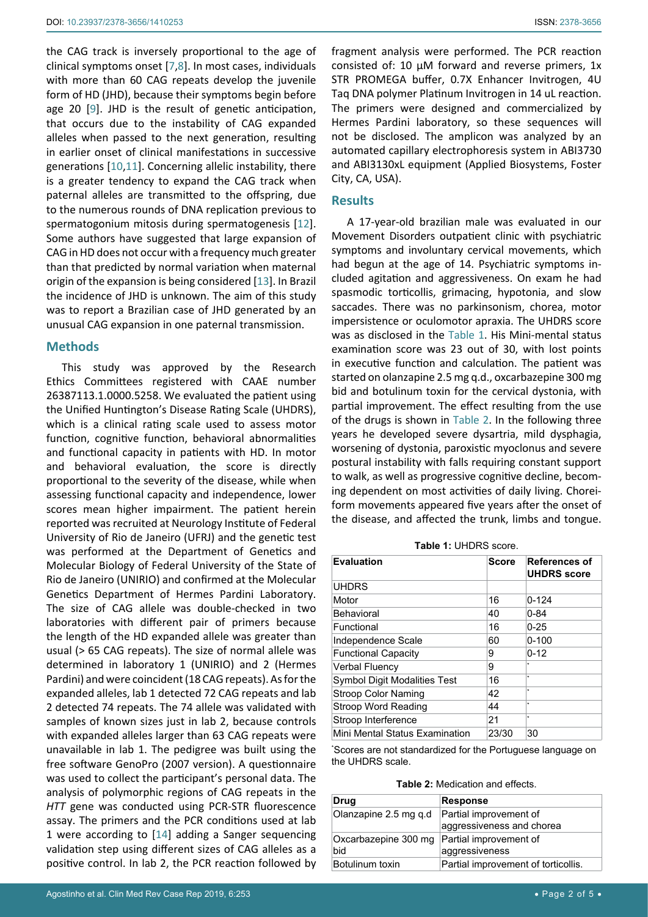the CAG track is inversely proportional to the age of clinical symptoms onset [7,8]. In most cases, individuals with more than 60 CAG repeats develop the juvenile form of HD (JHD), because their symptoms begin before age 20 [9]. JHD is the result of genetic anticipation, that occurs due to the instability of CAG expanded alleles when passed to the next generation, resulting in earlier onset of clinical manifestations in successive generations [10,11]. Concerning allelic instability, there is a greater tendency to expand the CAG track when paternal alleles are transmitted to the offspring, due to the numerous rounds of DNA replication previous to spermatogonium mitosis during spermatogenesis [12]. Some authors have suggested that large expansion of CAG in HD does not occur with a frequency much greater than that predicted by normal variation when maternal origin of the expansion is being considered [13]. In Brazil the incidence of JHD is unknown. The aim of this study was to report a Brazilian case of JHD generated by an unusual CAG expansion in one paternal transmission.

## Methods

This study was approved by the Research Ethics Committees registered with CAAE number 26387113.1.0000.5258. We evaluated the patient using the Unified Huntington's Disease Rating Scale (UHDRS), which is a clinical rating scale used to assess motor function, cognitive function, behavioral abnormalities and functional capacity in patients with HD. In motor and behavioral evaluation, the score is directly proportional to the severity of the disease, while when assessing functional capacity and independence, lower scores mean higher impairment. The patient herein reported was recruited at Neurology Institute of Federal University of Rio de Janeiro (UFRJ) and the genetic test was performed at the Department of Genetics and Molecular Biology of Federal University of the State of Rio de Janeiro (UNIRIO) and confirmed at the Molecular Genetics Department of Hermes Pardini Laboratory. The size of CAG allele was double-checked in two laboratories with different pair of primers because the length of the HD expanded allele was greater than usual (> 65 CAG repeats). The size of normal allele was determined in laboratory 1 (UNIRIO) and 2 (Hermes Pardini) and were coincident (18 CAG repeats). As for the expanded alleles, lab 1 detected 72 CAG repeats and lab 2 detected 74 repeats. The 74 allele was validated with samples of known sizes just in lab 2, because controls with expanded alleles larger than 63 CAG repeats were unavailable in lab 1. The pedigree was built using the free software GenoPro (2007 version). A questionnaire was used to collect the participant's personal data. The analysis of polymorphic regions of CAG repeats in the *HTT* gene was conducted using PCR-STR fluorescence assay. The primers and the PCR conditions used at lab 1 were according to [14] adding a Sanger sequencing validation step using different sizes of CAG alleles as a positive control. In lab 2, the PCR reaction followed by fragment analysis were performed. The PCR reaction consisted of: 10 µM forward and reverse primers, 1x STR PROMEGA buffer, 0.7X Enhancer Invitrogen, 4U Taq DNA polymer Platinum Invitrogen in 14 uL reaction. The primers were designed and commercialized by Hermes Pardini laboratory, so these sequences will not be disclosed. The amplicon was analyzed by an automated capillary electrophoresis system in ABI3730 and ABI3130xL equipment (Applied Biosystems, Foster City, CA, USA).

## Results

A 17-year-old brazilian male was evaluated in our Movement Disorders outpatient clinic with psychiatric symptoms and involuntary cervical movements, which had begun at the age of 14. Psychiatric symptoms included agitation and aggressiveness. On exam he had spasmodic torticollis, grimacing, hypotonia, and slow saccades. There was no parkinsonism, chorea, motor impersistence or oculomotor apraxia. The UHDRS score was as disclosed in the Table 1. His Mini-mental status examination score was 23 out of 30, with lost points in executive function and calculation. The patient was started on olanzapine 2.5 mg q.d., oxcarbazepine 300 mg bid and botulinum toxin for the cervical dystonia, with partial improvement. The effect resulting from the use of the drugs is shown in Table 2. In the following three years he developed severe dysartria, mild dysphagia, worsening of dystonia, paroxistic myoclonus and severe postural instability with falls requiring constant support to walk, as well as progressive cognitive decline, becoming dependent on most activities of daily living. Choreiform movements appeared five years after the onset of the disease, and affected the trunk, limbs and tongue.

**Table 1:** UHDRS score.

| Evaluation | Score | References of UHDRS score |
|---|---|---|
| UHDRS | | |
| Motor | 16 | 0-124 |
| Behavioral | 40 | 0-84 |
| Functional | 16 | 0-25 |
| Independence Scale | 60 | 0-100 |
| Functional Capacity | 9 | 0-12 |
| Verbal Fluency | 9 | * |
| Symbol Digit Modalities Test | 16 | * |
| Stroop Color Naming | 42 | * |
| Stroop Word Reading | 44 | * |
| Stroop Interference | 21 | * |
| Mini Mental Status Examination | 23/30 | 30 |

*Scores are not standardized for the Portuguese language on the UHDRS scale.

**Table 2:** Medication and effects.

| Drug | Response |
|---|---|
| Olanzapine 2.5 mg q.d | Partial improvement of aggressiveness and chorea |
| Oxcarbazepine 300 mg bid | Partial improvement of aggressiveness |
| Botulinum toxin | Partial improvement of torticollis. |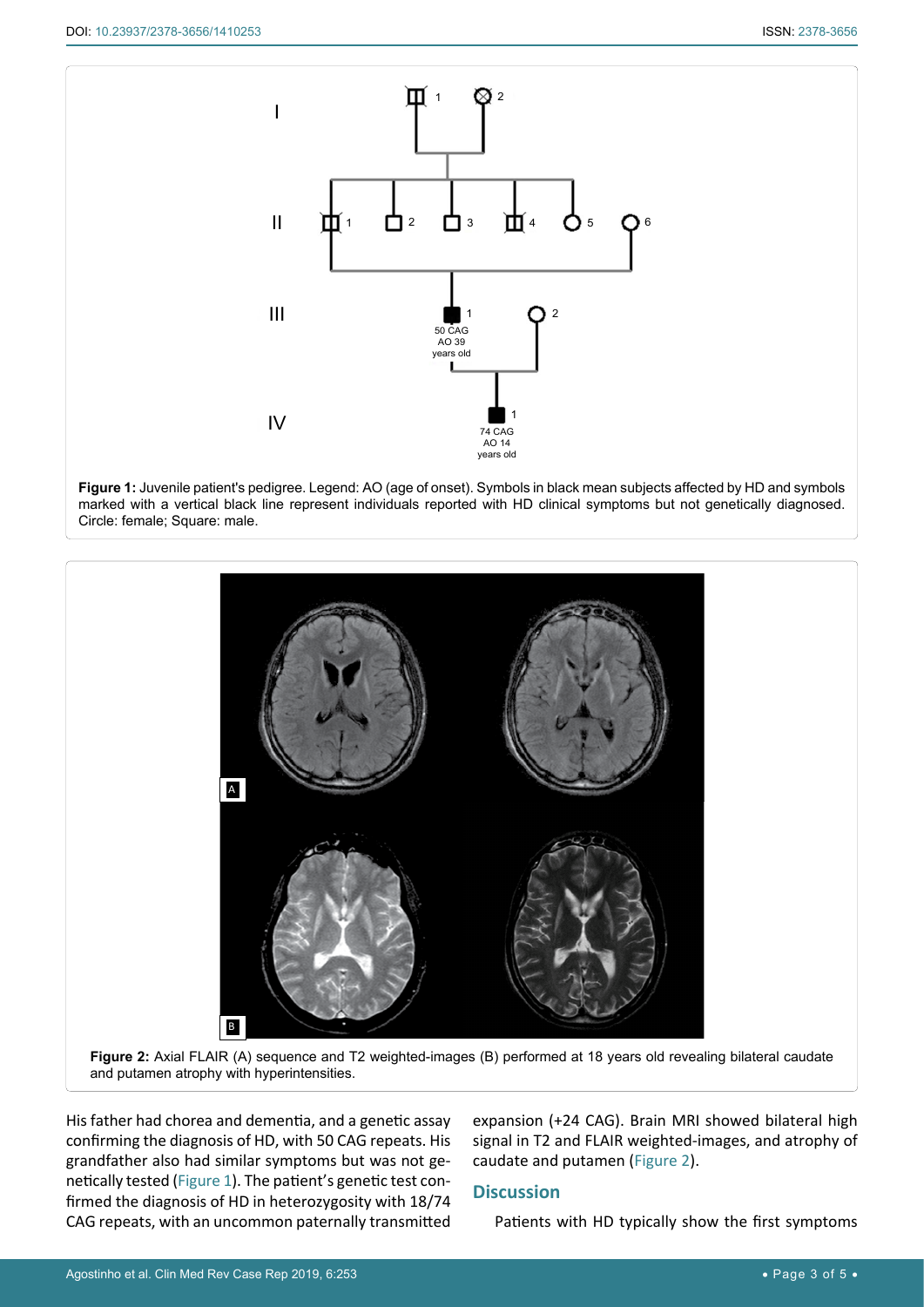**Figure 1:** Juvenile patient's pedigree. Legend: AO (age of onset). Symbols in black mean subjects affected by HD and symbols marked with a vertical black line represent individuals reported with HD clinical symptoms but not genetically diagnosed. Circle: female; Square: male.

**Figure 2:** Axial FLAIR (A) sequence and T2 weighted-images (B) performed at 18 years old revealing bilateral caudate and putamen atrophy with hyperintensities.

His father had chorea and dementia, and a genetic assay confirming the diagnosis of HD, with 50 CAG repeats. His grandfather also had similar symptoms but was not genetically tested (Figure 1). The patient's genetic test confirmed the diagnosis of HD in heterozygosity with 18/74 CAG repeats, with an uncommon paternally transmitted expansion (+24 CAG). Brain MRI showed bilateral high signal in T2 and FLAIR weighted-images, and atrophy of caudate and putamen (Figure 2).

## Discussion

Patients with HD typically show the first symptoms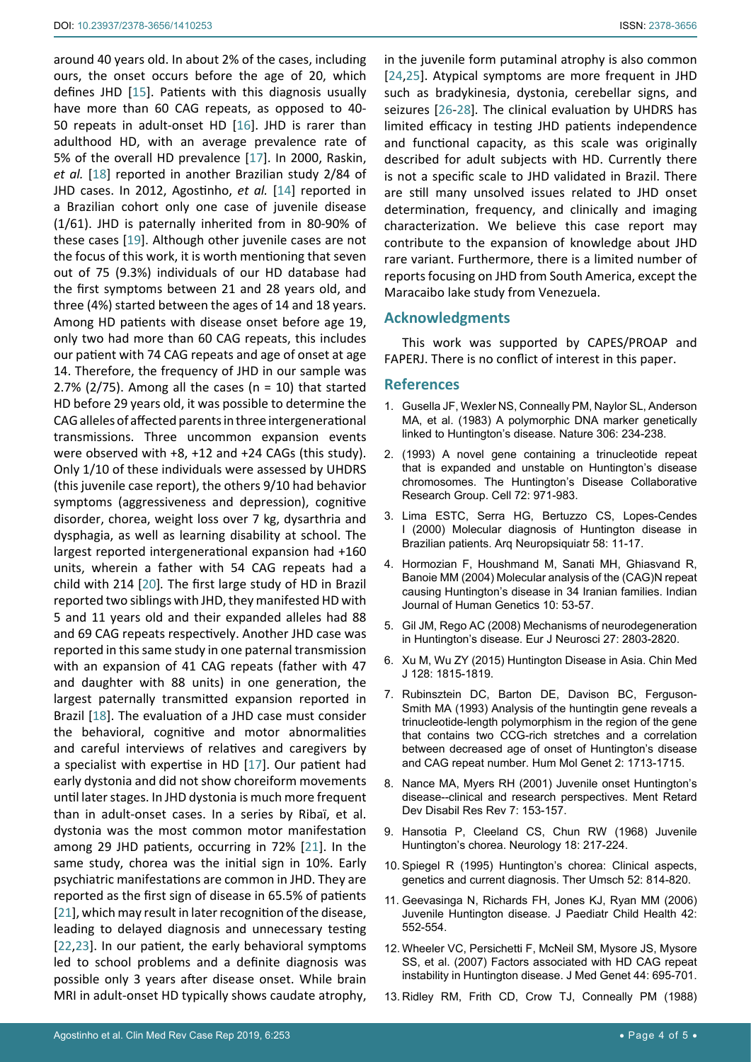around 40 years old. In about 2% of the cases, including ours, the onset occurs before the age of 20, which defines JHD [15]. Patients with this diagnosis usually have more than 60 CAG repeats, as opposed to 40-50 repeats in adult-onset HD [16]. JHD is rarer than adulthood HD, with an average prevalence rate of 5% of the overall HD prevalence [17]. In 2000, Raskin, *et al.* [18] reported in another Brazilian study 2/84 of JHD cases. In 2012, Agostinho, *et al.* [14] reported in a Brazilian cohort only one case of juvenile disease (1/61). JHD is paternally inherited from in 80-90% of these cases [19]. Although other juvenile cases are not the focus of this work, it is worth mentioning that seven out of 75 (9.3%) individuals of our HD database had the first symptoms between 21 and 28 years old, and three (4%) started between the ages of 14 and 18 years. Among HD patients with disease onset before age 19, only two had more than 60 CAG repeats, this includes our patient with 74 CAG repeats and age of onset at age 14. Therefore, the frequency of JHD in our sample was 2.7% (2/75). Among all the cases (n = 10) that started HD before 29 years old, it was possible to determine the CAG alleles of affected parents in three intergenerational transmissions. Three uncommon expansion events were observed with +8, +12 and +24 CAGs (this study). Only 1/10 of these individuals were assessed by UHDRS (this juvenile case report), the others 9/10 had behavior symptoms (aggressiveness and depression), cognitive disorder, chorea, weight loss over 7 kg, dysarthria and dysphagia, as well as learning disability at school. The largest reported intergenerational expansion had +160 units, wherein a father with 54 CAG repeats had a child with 214 [20]. The first large study of HD in Brazil reported two siblings with JHD, they manifested HD with 5 and 11 years old and their expanded alleles had 88 and 69 CAG repeats respectively. Another JHD case was reported in this same study in one paternal transmission with an expansion of 41 CAG repeats (father with 47 and daughter with 88 units) in one generation, the largest paternally transmitted expansion reported in Brazil [18]. The evaluation of a JHD case must consider the behavioral, cognitive and motor abnormalities and careful interviews of relatives and caregivers by a specialist with expertise in HD [17]. Our patient had early dystonia and did not show choreiform movements until later stages. In JHD dystonia is much more frequent than in adult-onset cases. In a series by Ribaï, et al. dystonia was the most common motor manifestation among 29 JHD patients, occurring in 72% [21]. In the same study, chorea was the initial sign in 10%. Early psychiatric manifestations are common in JHD. They are reported as the first sign of disease in 65.5% of patients [21], which may result in later recognition of the disease, leading to delayed diagnosis and unnecessary testing [22,23]. In our patient, the early behavioral symptoms led to school problems and a definite diagnosis was possible only 3 years after disease onset. While brain MRI in adult-onset HD typically shows caudate atrophy, in the juvenile form putaminal atrophy is also common [24,25]. Atypical symptoms are more frequent in JHD such as bradykinesia, dystonia, cerebellar signs, and seizures [26-28]. The clinical evaluation by UHDRS has limited efficacy in testing JHD patients independence and functional capacity, as this scale was originally described for adult subjects with HD. Currently there is not a specific scale to JHD validated in Brazil. There are still many unsolved issues related to JHD onset determination, frequency, and clinically and imaging characterization. We believe this case report may contribute to the expansion of knowledge about JHD rare variant. Furthermore, there is a limited number of reports focusing on JHD from South America, except the Maracaibo lake study from Venezuela.

## Acknowledgments

This work was supported by CAPES/PROAP and FAPERJ. There is no conflict of interest in this paper.

## References

1. Gusella JF, Wexler NS, Conneally PM, Naylor SL, Anderson MA, et al. (1983) A polymorphic DNA marker genetically linked to Huntington's disease. Nature 306: 234-238.
2. (1993) A novel gene containing a trinucleotide repeat that is expanded and unstable on Huntington's disease chromosomes. The Huntington's Disease Collaborative Research Group. Cell 72: 971-983.
3. Lima ESTC, Serra HG, Bertuzzo CS, Lopes-Cendes I (2000) Molecular diagnosis of Huntington disease in Brazilian patients. Arq Neuropsiquiatr 58: 11-17.
4. Hormozian F, Houshmand M, Sanati MH, Ghiasvand R, Banoie MM (2004) Molecular analysis of the (CAG)N repeat causing Huntington's disease in 34 Iranian families. Indian Journal of Human Genetics 10: 53-57.
5. Gil JM, Rego AC (2008) Mechanisms of neurodegeneration in Huntington's disease. Eur J Neurosci 27: 2803-2820.
6. Xu M, Wu ZY (2015) Huntington Disease in Asia. Chin Med J 128: 1815-1819.
7. Rubinsztein DC, Barton DE, Davison BC, Ferguson-Smith MA (1993) Analysis of the huntingtin gene reveals a trinucleotide-length polymorphism in the region of the gene that contains two CCG-rich stretches and a correlation between decreased age of onset of Huntington's disease and CAG repeat number. Hum Mol Genet 2: 1713-1715.
8. Nance MA, Myers RH (2001) Juvenile onset Huntington's disease--clinical and research perspectives. Ment Retard Dev Disabil Res Rev 7: 153-157.
9. Hansotia P, Cleeland CS, Chun RW (1968) Juvenile Huntington's chorea. Neurology 18: 217-224.
10. Spiegel R (1995) Huntington's chorea: Clinical aspects, genetics and current diagnosis. Ther Umsch 52: 814-820.
11. Geevasinga N, Richards FH, Jones KJ, Ryan MM (2006) Juvenile Huntington disease. J Paediatr Child Health 42: 552-554.
12. Wheeler VC, Persichetti F, McNeil SM, Mysore JS, Mysore SS, et al. (2007) Factors associated with HD CAG repeat instability in Huntington disease. J Med Genet 44: 695-701.
13. Ridley RM, Frith CD, Crow TJ, Conneally PM (1988)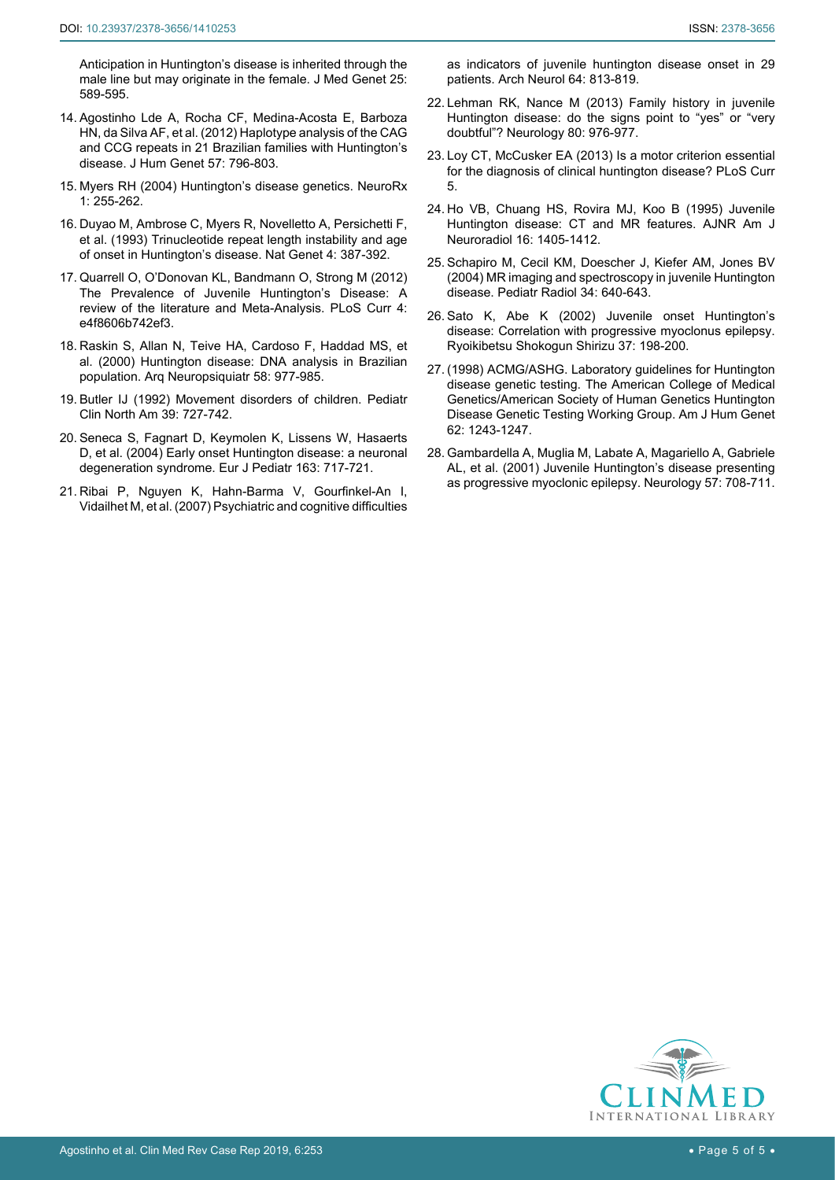Anticipation in Huntington's disease is inherited through the male line but may originate in the female. J Med Genet 25: 589-595.

14. Agostinho Lde A, Rocha CF, Medina-Acosta E, Barboza HN, da Silva AF, et al. (2012) Haplotype analysis of the CAG and CCG repeats in 21 Brazilian families with Huntington's disease. J Hum Genet 57: 796-803.
15. Myers RH (2004) Huntington's disease genetics. NeuroRx 1: 255-262.
16. Duyao M, Ambrose C, Myers R, Novelletto A, Persichetti F, et al. (1993) Trinucleotide repeat length instability and age of onset in Huntington's disease. Nat Genet 4: 387-392.
17. Quarrell O, O'Donovan KL, Bandmann O, Strong M (2012) The Prevalence of Juvenile Huntington's Disease: A review of the literature and Meta-Analysis. PLoS Curr 4: e4f8606b742ef3.
18. Raskin S, Allan N, Teive HA, Cardoso F, Haddad MS, et al. (2000) Huntington disease: DNA analysis in Brazilian population. Arq Neuropsiquiatr 58: 977-985.
19. Butler IJ (1992) Movement disorders of children. Pediatr Clin North Am 39: 727-742.
20. Seneca S, Fagnart D, Keymolen K, Lissens W, Hasaerts D, et al. (2004) Early onset Huntington disease: a neuronal degeneration syndrome. Eur J Pediatr 163: 717-721.
21. Ribai P, Nguyen K, Hahn-Barma V, Gourfinkel-An I, Vidailhet M, et al. (2007) Psychiatric and cognitive difficulties as indicators of juvenile huntington disease onset in 29 patients. Arch Neurol 64: 813-819.
22. Lehman RK, Nance M (2013) Family history in juvenile Huntington disease: do the signs point to "yes" or "very doubtful"? Neurology 80: 976-977.
23. Loy CT, McCusker EA (2013) Is a motor criterion essential for the diagnosis of clinical huntington disease? PLoS Curr 5.
24. Ho VB, Chuang HS, Rovira MJ, Koo B (1995) Juvenile Huntington disease: CT and MR features. AJNR Am J Neuroradiol 16: 1405-1412.
25. Schapiro M, Cecil KM, Doescher J, Kiefer AM, Jones BV (2004) MR imaging and spectroscopy in juvenile Huntington disease. Pediatr Radiol 34: 640-643.
26. Sato K, Abe K (2002) Juvenile onset Huntington's disease: Correlation with progressive myoclonus epilepsy. Ryoikibetsu Shokogun Shirizu 37: 198-200.
27. (1998) ACMG/ASHG. Laboratory guidelines for Huntington disease genetic testing. The American College of Medical Genetics/American Society of Human Genetics Huntington Disease Genetic Testing Working Group. Am J Hum Genet 62: 1243-1247.
28. Gambardella A, Muglia M, Labate A, Magariello A, Gabriele AL, et al. (2001) Juvenile Huntington's disease presenting as progressive myoclonic epilepsy. Neurology 57: 708-711.